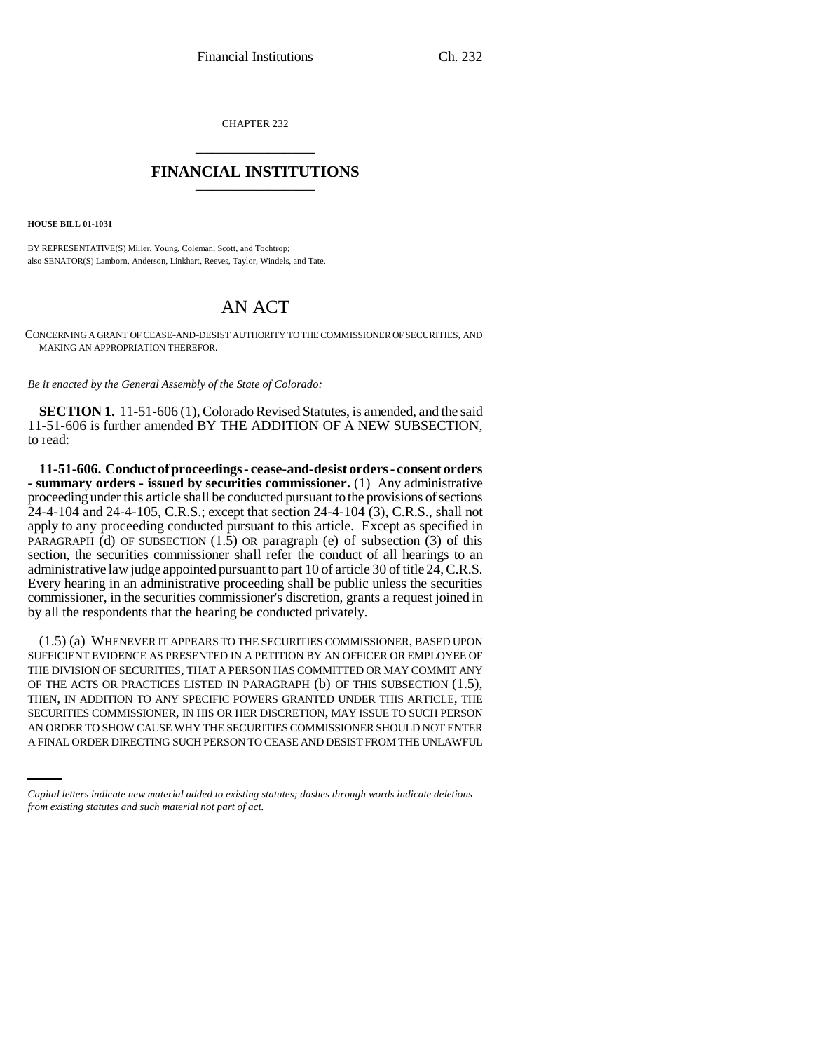CHAPTER 232

## FINANCIAL INSTITUTIONS

**HOUSE BILL 01-1031**

BY REPRESENTATIVE(S) Miller, Young, Coleman, Scott, and Tochtrop;
also SENATOR(S) Lamborn, Anderson, Linkhart, Reeves, Taylor, Windels, and Tate.

# AN ACT

CONCERNING A GRANT OF CEASE-AND-DESIST AUTHORITY TO THE COMMISSIONER OF SECURITIES, AND MAKING AN APPROPRIATION THEREFOR.

*Be it enacted by the General Assembly of the State of Colorado:*

**SECTION 1.** 11-51-606 (1), Colorado Revised Statutes, is amended, and the said 11-51-606 is further amended BY THE ADDITION OF A NEW SUBSECTION, to read:

**11-51-606. Conduct of proceedings - cease-and-desist orders - consent orders - summary orders - issued by securities commissioner.** (1) Any administrative proceeding under this article shall be conducted pursuant to the provisions of sections 24-4-104 and 24-4-105, C.R.S.; except that section 24-4-104 (3), C.R.S., shall not apply to any proceeding conducted pursuant to this article. Except as specified in PARAGRAPH (d) OF SUBSECTION (1.5) OR paragraph (e) of subsection (3) of this section, the securities commissioner shall refer the conduct of all hearings to an administrative law judge appointed pursuant to part 10 of article 30 of title 24, C.R.S. Every hearing in an administrative proceeding shall be public unless the securities commissioner, in the securities commissioner's discretion, grants a request joined in by all the respondents that the hearing be conducted privately.

(1.5) (a) WHENEVER IT APPEARS TO THE SECURITIES COMMISSIONER, BASED UPON SUFFICIENT EVIDENCE AS PRESENTED IN A PETITION BY AN OFFICER OR EMPLOYEE OF THE DIVISION OF SECURITIES, THAT A PERSON HAS COMMITTED OR MAY COMMIT ANY OF THE ACTS OR PRACTICES LISTED IN PARAGRAPH (b) OF THIS SUBSECTION (1.5), THEN, IN ADDITION TO ANY SPECIFIC POWERS GRANTED UNDER THIS ARTICLE, THE SECURITIES COMMISSIONER, IN HIS OR HER DISCRETION, MAY ISSUE TO SUCH PERSON AN ORDER TO SHOW CAUSE WHY THE SECURITIES COMMISSIONER SHOULD NOT ENTER A FINAL ORDER DIRECTING SUCH PERSON TO CEASE AND DESIST FROM THE UNLAWFUL

*Capital letters indicate new material added to existing statutes; dashes through words indicate deletions from existing statutes and such material not part of act.*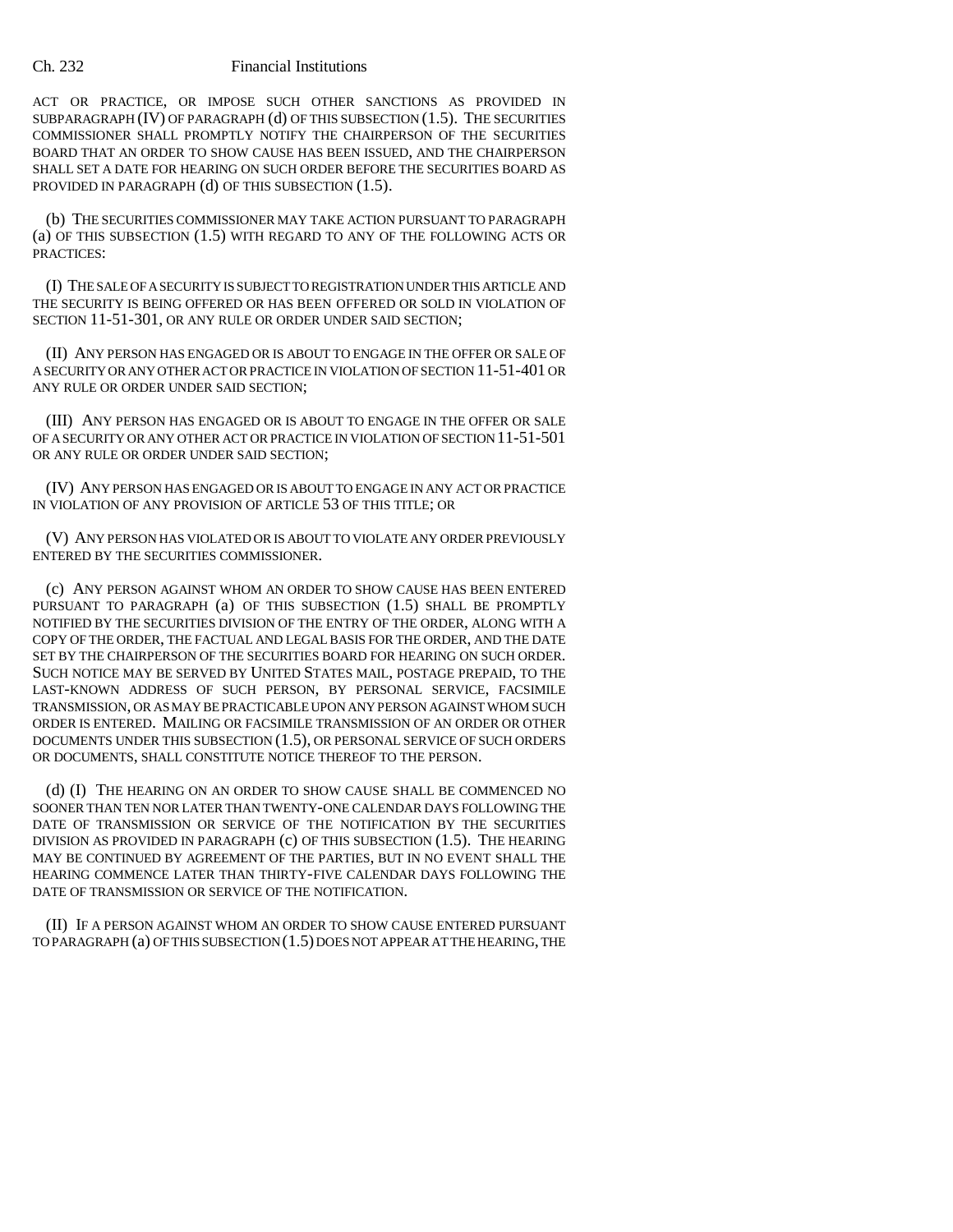ACT OR PRACTICE, OR IMPOSE SUCH OTHER SANCTIONS AS PROVIDED IN SUBPARAGRAPH (IV) OF PARAGRAPH (d) OF THIS SUBSECTION (1.5). THE SECURITIES COMMISSIONER SHALL PROMPTLY NOTIFY THE CHAIRPERSON OF THE SECURITIES BOARD THAT AN ORDER TO SHOW CAUSE HAS BEEN ISSUED, AND THE CHAIRPERSON SHALL SET A DATE FOR HEARING ON SUCH ORDER BEFORE THE SECURITIES BOARD AS PROVIDED IN PARAGRAPH (d) OF THIS SUBSECTION (1.5).

(b) THE SECURITIES COMMISSIONER MAY TAKE ACTION PURSUANT TO PARAGRAPH (a) OF THIS SUBSECTION (1.5) WITH REGARD TO ANY OF THE FOLLOWING ACTS OR PRACTICES:

(I) THE SALE OF A SECURITY IS SUBJECT TO REGISTRATION UNDER THIS ARTICLE AND THE SECURITY IS BEING OFFERED OR HAS BEEN OFFERED OR SOLD IN VIOLATION OF SECTION 11-51-301, OR ANY RULE OR ORDER UNDER SAID SECTION;

(II) ANY PERSON HAS ENGAGED OR IS ABOUT TO ENGAGE IN THE OFFER OR SALE OF A SECURITY OR ANY OTHER ACT OR PRACTICE IN VIOLATION OF SECTION 11-51-401 OR ANY RULE OR ORDER UNDER SAID SECTION;

(III) ANY PERSON HAS ENGAGED OR IS ABOUT TO ENGAGE IN THE OFFER OR SALE OF A SECURITY OR ANY OTHER ACT OR PRACTICE IN VIOLATION OF SECTION 11-51-501 OR ANY RULE OR ORDER UNDER SAID SECTION;

(IV) ANY PERSON HAS ENGAGED OR IS ABOUT TO ENGAGE IN ANY ACT OR PRACTICE IN VIOLATION OF ANY PROVISION OF ARTICLE 53 OF THIS TITLE; OR

(V) ANY PERSON HAS VIOLATED OR IS ABOUT TO VIOLATE ANY ORDER PREVIOUSLY ENTERED BY THE SECURITIES COMMISSIONER.

(c) ANY PERSON AGAINST WHOM AN ORDER TO SHOW CAUSE HAS BEEN ENTERED PURSUANT TO PARAGRAPH (a) OF THIS SUBSECTION (1.5) SHALL BE PROMPTLY NOTIFIED BY THE SECURITIES DIVISION OF THE ENTRY OF THE ORDER, ALONG WITH A COPY OF THE ORDER, THE FACTUAL AND LEGAL BASIS FOR THE ORDER, AND THE DATE SET BY THE CHAIRPERSON OF THE SECURITIES BOARD FOR HEARING ON SUCH ORDER. SUCH NOTICE MAY BE SERVED BY UNITED STATES MAIL, POSTAGE PREPAID, TO THE LAST-KNOWN ADDRESS OF SUCH PERSON, BY PERSONAL SERVICE, FACSIMILE TRANSMISSION, OR AS MAY BE PRACTICABLE UPON ANY PERSON AGAINST WHOM SUCH ORDER IS ENTERED. MAILING OR FACSIMILE TRANSMISSION OF AN ORDER OR OTHER DOCUMENTS UNDER THIS SUBSECTION (1.5), OR PERSONAL SERVICE OF SUCH ORDERS OR DOCUMENTS, SHALL CONSTITUTE NOTICE THEREOF TO THE PERSON.

(d) (I) THE HEARING ON AN ORDER TO SHOW CAUSE SHALL BE COMMENCED NO SOONER THAN TEN NOR LATER THAN TWENTY-ONE CALENDAR DAYS FOLLOWING THE DATE OF TRANSMISSION OR SERVICE OF THE NOTIFICATION BY THE SECURITIES DIVISION AS PROVIDED IN PARAGRAPH (c) OF THIS SUBSECTION (1.5). THE HEARING MAY BE CONTINUED BY AGREEMENT OF THE PARTIES, BUT IN NO EVENT SHALL THE HEARING COMMENCE LATER THAN THIRTY-FIVE CALENDAR DAYS FOLLOWING THE DATE OF TRANSMISSION OR SERVICE OF THE NOTIFICATION.

(II) IF A PERSON AGAINST WHOM AN ORDER TO SHOW CAUSE ENTERED PURSUANT TO PARAGRAPH (a) OF THIS SUBSECTION (1.5) DOES NOT APPEAR AT THE HEARING, THE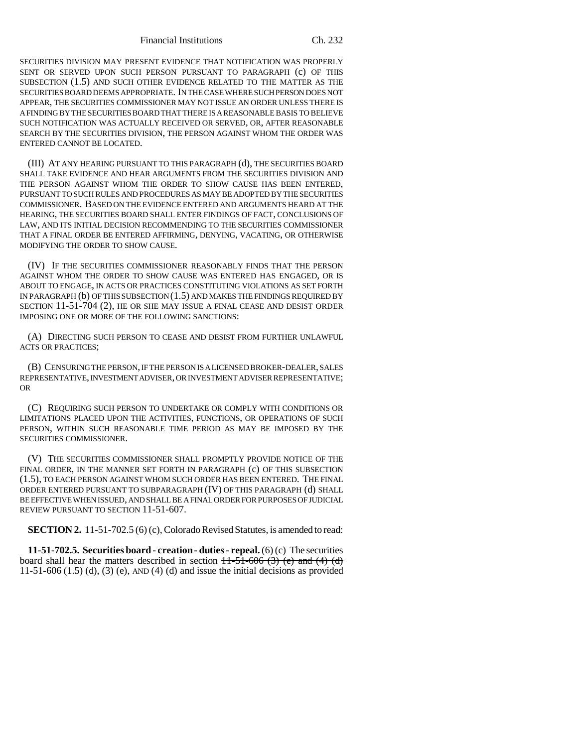SECURITIES DIVISION MAY PRESENT EVIDENCE THAT NOTIFICATION WAS PROPERLY SENT OR SERVED UPON SUCH PERSON PURSUANT TO PARAGRAPH (c) OF THIS SUBSECTION (1.5) AND SUCH OTHER EVIDENCE RELATED TO THE MATTER AS THE SECURITIES BOARD DEEMS APPROPRIATE. IN THE CASE WHERE SUCH PERSON DOES NOT APPEAR, THE SECURITIES COMMISSIONER MAY NOT ISSUE AN ORDER UNLESS THERE IS A FINDING BY THE SECURITIES BOARD THAT THERE IS A REASONABLE BASIS TO BELIEVE SUCH NOTIFICATION WAS ACTUALLY RECEIVED OR SERVED, OR, AFTER REASONABLE SEARCH BY THE SECURITIES DIVISION, THE PERSON AGAINST WHOM THE ORDER WAS ENTERED CANNOT BE LOCATED.

(III) AT ANY HEARING PURSUANT TO THIS PARAGRAPH (d), THE SECURITIES BOARD SHALL TAKE EVIDENCE AND HEAR ARGUMENTS FROM THE SECURITIES DIVISION AND THE PERSON AGAINST WHOM THE ORDER TO SHOW CAUSE HAS BEEN ENTERED, PURSUANT TO SUCH RULES AND PROCEDURES AS MAY BE ADOPTED BY THE SECURITIES COMMISSIONER. BASED ON THE EVIDENCE ENTERED AND ARGUMENTS HEARD AT THE HEARING, THE SECURITIES BOARD SHALL ENTER FINDINGS OF FACT, CONCLUSIONS OF LAW, AND ITS INITIAL DECISION RECOMMENDING TO THE SECURITIES COMMISSIONER THAT A FINAL ORDER BE ENTERED AFFIRMING, DENYING, VACATING, OR OTHERWISE MODIFYING THE ORDER TO SHOW CAUSE.

(IV) IF THE SECURITIES COMMISSIONER REASONABLY FINDS THAT THE PERSON AGAINST WHOM THE ORDER TO SHOW CAUSE WAS ENTERED HAS ENGAGED, OR IS ABOUT TO ENGAGE, IN ACTS OR PRACTICES CONSTITUTING VIOLATIONS AS SET FORTH IN PARAGRAPH (b) OF THIS SUBSECTION (1.5) AND MAKES THE FINDINGS REQUIRED BY SECTION 11-51-704 (2), HE OR SHE MAY ISSUE A FINAL CEASE AND DESIST ORDER IMPOSING ONE OR MORE OF THE FOLLOWING SANCTIONS:

(A) DIRECTING SUCH PERSON TO CEASE AND DESIST FROM FURTHER UNLAWFUL ACTS OR PRACTICES;

(B) CENSURING THE PERSON, IF THE PERSON IS A LICENSED BROKER-DEALER, SALES REPRESENTATIVE, INVESTMENT ADVISER, OR INVESTMENT ADVISER REPRESENTATIVE; OR

(C) REQUIRING SUCH PERSON TO UNDERTAKE OR COMPLY WITH CONDITIONS OR LIMITATIONS PLACED UPON THE ACTIVITIES, FUNCTIONS, OR OPERATIONS OF SUCH PERSON, WITHIN SUCH REASONABLE TIME PERIOD AS MAY BE IMPOSED BY THE SECURITIES COMMISSIONER.

(V) THE SECURITIES COMMISSIONER SHALL PROMPTLY PROVIDE NOTICE OF THE FINAL ORDER, IN THE MANNER SET FORTH IN PARAGRAPH (c) OF THIS SUBSECTION (1.5), TO EACH PERSON AGAINST WHOM SUCH ORDER HAS BEEN ENTERED. THE FINAL ORDER ENTERED PURSUANT TO SUBPARAGRAPH (IV) OF THIS PARAGRAPH (d) SHALL BE EFFECTIVE WHEN ISSUED, AND SHALL BE A FINAL ORDER FOR PURPOSES OF JUDICIAL REVIEW PURSUANT TO SECTION 11-51-607.

**SECTION 2.** 11-51-702.5 (6) (c), Colorado Revised Statutes, is amended to read:

**11-51-702.5. Securities board - creation - duties - repeal.** (6) (c) The securities board shall hear the matters described in section ~~11-51-606 (3) (e) and (4) (d)~~ 11-51-606 (1.5) (d), (3) (e), AND (4) (d) and issue the initial decisions as provided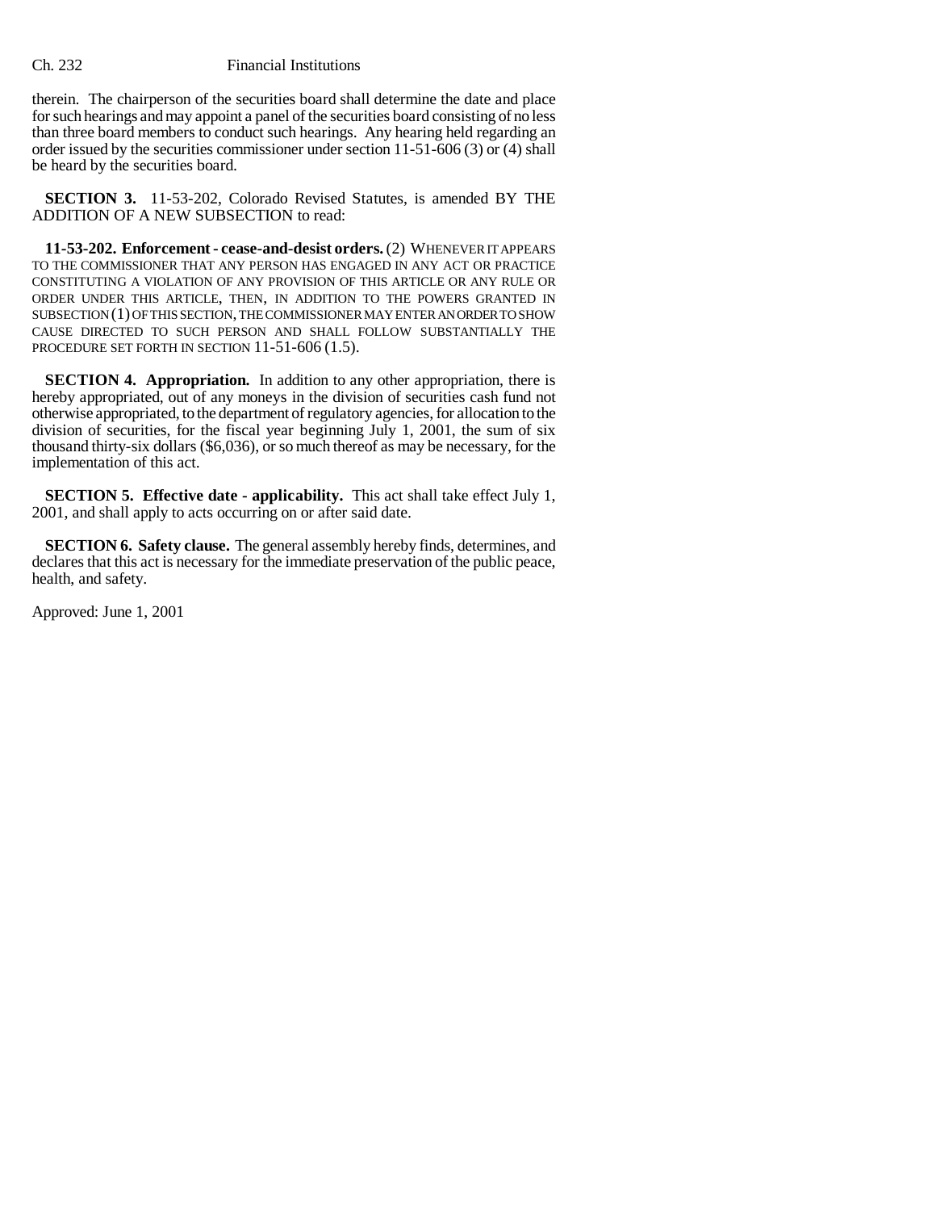therein. The chairperson of the securities board shall determine the date and place for such hearings and may appoint a panel of the securities board consisting of no less than three board members to conduct such hearings. Any hearing held regarding an order issued by the securities commissioner under section 11-51-606 (3) or (4) shall be heard by the securities board.

**SECTION 3.** 11-53-202, Colorado Revised Statutes, is amended BY THE ADDITION OF A NEW SUBSECTION to read:

**11-53-202. Enforcement - cease-and-desist orders.** (2) WHENEVER IT APPEARS TO THE COMMISSIONER THAT ANY PERSON HAS ENGAGED IN ANY ACT OR PRACTICE CONSTITUTING A VIOLATION OF ANY PROVISION OF THIS ARTICLE OR ANY RULE OR ORDER UNDER THIS ARTICLE, THEN, IN ADDITION TO THE POWERS GRANTED IN SUBSECTION (1) OF THIS SECTION, THE COMMISSIONER MAY ENTER AN ORDER TO SHOW CAUSE DIRECTED TO SUCH PERSON AND SHALL FOLLOW SUBSTANTIALLY THE PROCEDURE SET FORTH IN SECTION 11-51-606 (1.5).

**SECTION 4. Appropriation.** In addition to any other appropriation, there is hereby appropriated, out of any moneys in the division of securities cash fund not otherwise appropriated, to the department of regulatory agencies, for allocation to the division of securities, for the fiscal year beginning July 1, 2001, the sum of six thousand thirty-six dollars ($6,036), or so much thereof as may be necessary, for the implementation of this act.

**SECTION 5. Effective date - applicability.** This act shall take effect July 1, 2001, and shall apply to acts occurring on or after said date.

**SECTION 6. Safety clause.** The general assembly hereby finds, determines, and declares that this act is necessary for the immediate preservation of the public peace, health, and safety.

Approved: June 1, 2001